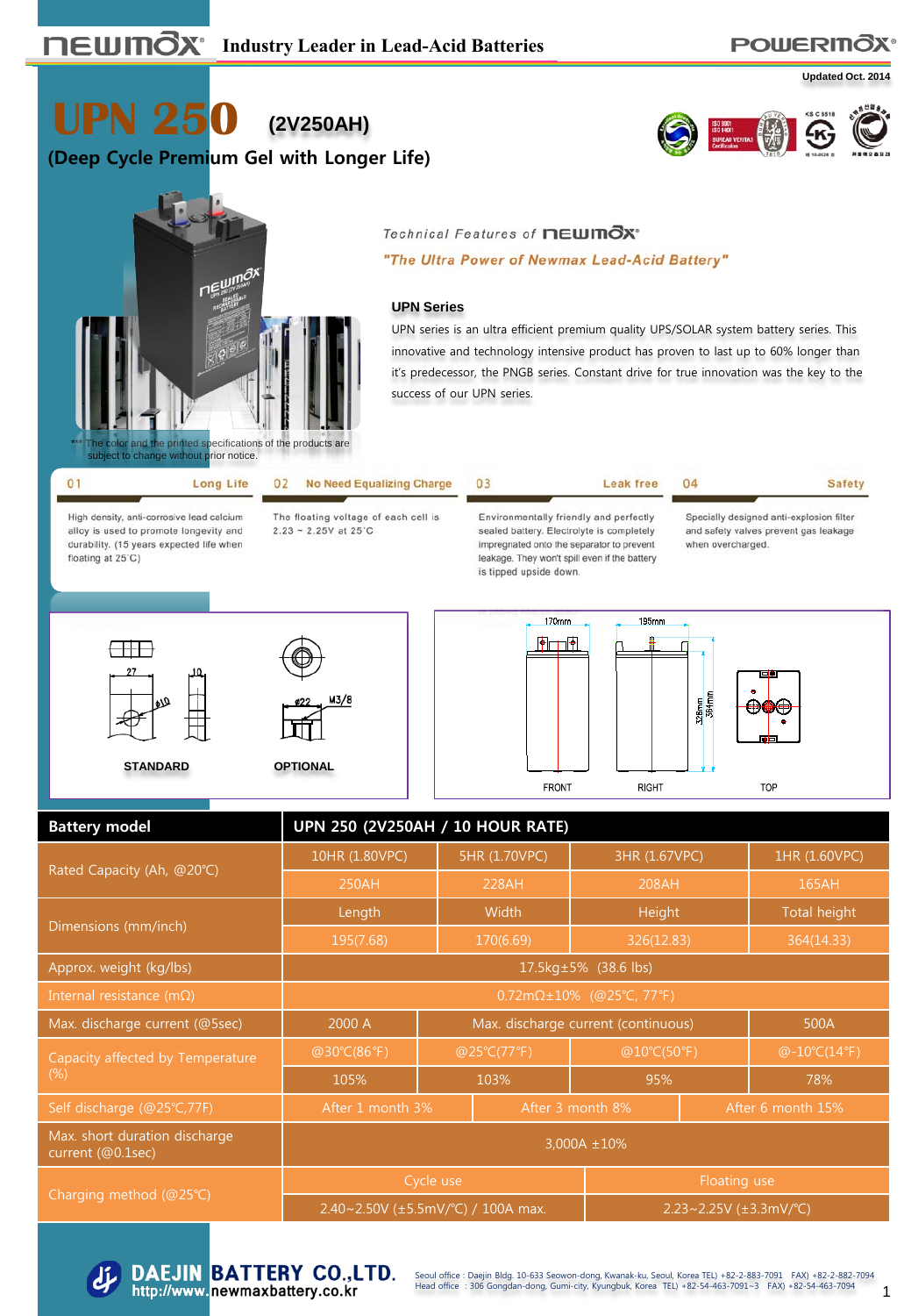Industry Leader in Lead-Acid Batteries

Updated Oct. 2014

# UPN 250 (2V250AH)

## (Deep Cycle Premium Gel with Longer Life)

*** The color and the printed specifications of the products are subject to change without prior notice.

Technical Features of NEWMAX

*"The Ultra Power of Newmax Lead-Acid Battery"*

### UPN Series

UPN series is an ultra efficient premium quality UPS/SOLAR system battery series. This innovative and technology intensive product has proven to last up to 60% longer than it's predecessor, the PNGB series. Constant drive for true innovation was the key to the success of our UPN series.

**01 Long Life**

High density, anti-corrosive lead calcium alloy is used to promote longevity and durability. (15 years expected life when floating at 25°C)

**02 No Need Equalizing Charge**

The floating voltage of each cell is 2.23 ~ 2.25V at 25°C

**03 Leak free**

Environmentally friendly and perfectly sealed battery. Electrolyte is completely impregnated onto the separator to prevent leakage. They won't spill even if the battery is tipped upside down.

**04 Safety**

Specially designed anti-explosion filter and safety valves prevent gas leakage when overcharged.

27, 10, Ø10 — STANDARD

Ø22, M3/8 — OPTIONAL

170mm, 195mm, 326mm, 364mm — FRONT, RIGHT, TOP

| Battery model | UPN 250 (2V250AH / 10 HOUR RATE) | | | |
|---|---|---|---|---|
| Rated Capacity (Ah, @20℃) | 10HR (1.80VPC) | 5HR (1.70VPC) | 3HR (1.67VPC) | 1HR (1.60VPC) |
| | 250AH | 228AH | 208AH | 165AH |
| Dimensions (mm/inch) | Length | Width | Height | Total height |
| | 195(7.68) | 170(6.69) | 326(12.83) | 364(14.33) |
| Approx. weight (kg/lbs) | 17.5kg±5% (38.6 lbs) | | | |
| Internal resistance (mΩ) | 0.72mΩ±10% (@25℃, 77℉) | | | |
| Max. discharge current (@5sec) | 2000 A | Max. discharge current (continuous) | | 500A |
| Capacity affected by Temperature (%) | @30℃(86℉) | @25℃(77℉) | @10℃(50℉) | @-10℃(14℉) |
| | 105% | 103% | 95% | 78% |
| Self discharge (@25℃,77F) | After 1 month 3% | After 3 month 8% | After 6 month 15% | |
| Max. short duration discharge current (@0.1sec) | 3,000A ±10% | | | |
| Charging method (@25℃) | Cycle use | | Floating use | |
| | 2.40~2.50V (±5.5mV/℃) / 100A max. | | 2.23~2.25V (±3.3mV/℃) | |

**DAEJIN BATTERY CO.,LTD.**
http://www.newmaxbattery.co.kr

Seoul office : Daejin Bldg. 10-633 Seowon-dong, Kwanak-ku, Seoul, Korea TEL) +82-2-883-7091 FAX) +82-2-882-7094
Head office : 306 Gongdan-dong, Gumi-city, Kyungbuk, Korea TEL) +82-54-463-7091~3 FAX) +82-54-463-7094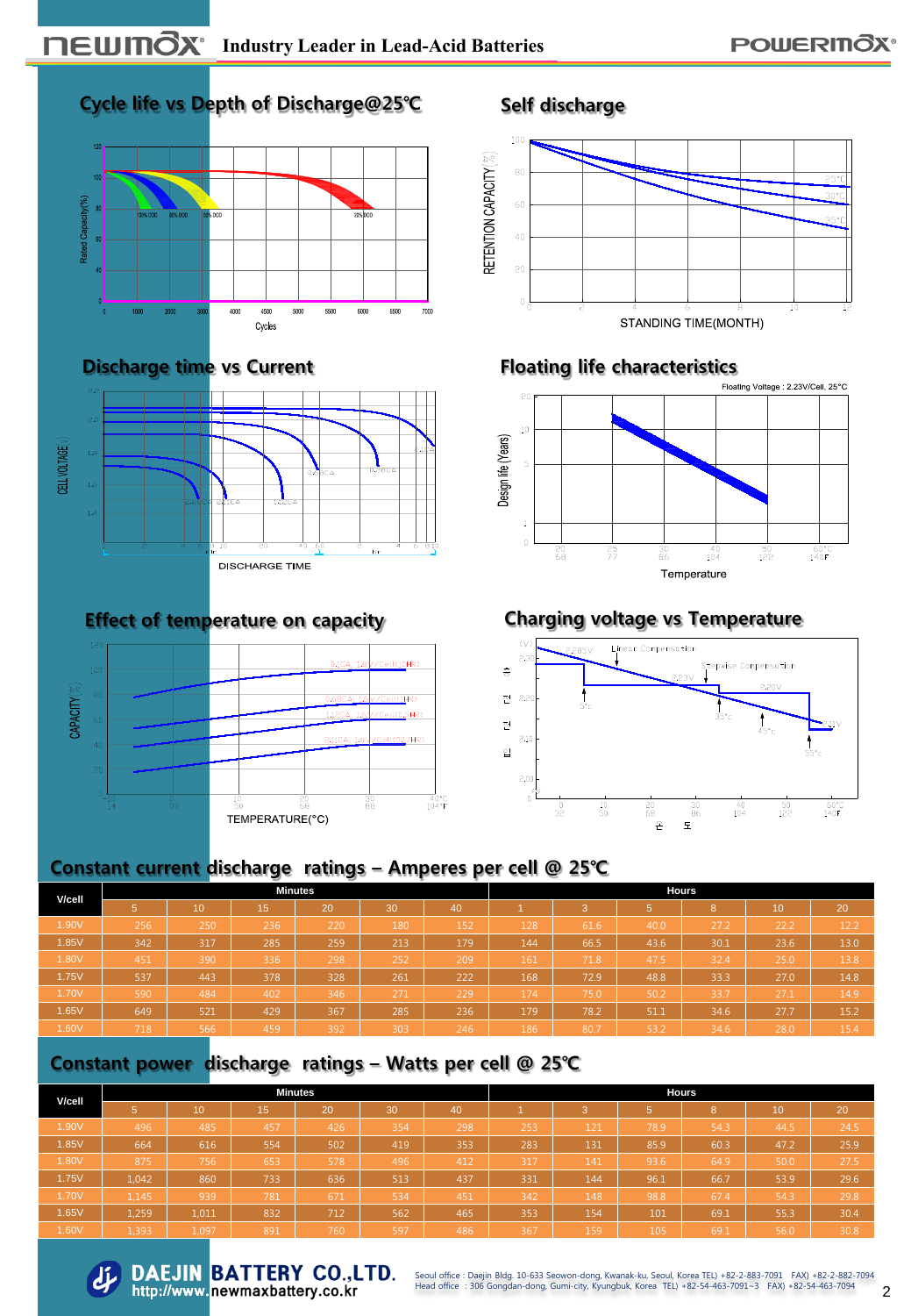## Cycle life vs Depth of Discharge@25℃

120
100
80
60
40
0
Rated Capacity(%)
100% DOD
80% DOD
50% DOD
20% DOD
0 1000 2000 3000 4000 4500 5000 5500 6000 6500 7000
Cycles

## Self discharge

RETENTION CAPACITY (%)
100
80
60
40
20
0
25°C
30°C
35°C
0 2 4 6 8 10 12
STANDING TIME(MONTH)

## Discharge time vs Current

CELL VOLTAGE (V)
2.2
2.0
1.8
1.6
1.4
0.05CA
0.1CA
0.25CA
0.5CA
1CA
2CA
3CA
2 4 6 8 10 20 40 60 2 4 6 8 10
min hr
DISCHARGE TIME

## Floating life characteristics

Floating Voltage : 2.23V/Cell, 25°C

Design life (Years)
20
10
5
1
0
20 25 30 40 50 60°C
68 77 86 104 122 140°F
Temperature

## Effect of temperature on capacity

CAPACITY (%)
120
100
80
60
40
20
0
0.17A, 1.8V/Cell(20HR)
0.68CA, 1.7V/Cell(1HR)
0.5CA, 1.6V/Cell(0.5HR)
2.25CA, 1.6V/Cell(0.5HR)
-10 0 10 20 30 40°C
14 32 50 68 86 104°F
TEMPERATURE(°C)

## Charging voltage vs Temperature

(V)
2.30
2.20
2.10
2.00
0
2.285V
Linear Compensation
Stepwise Compensation
2.23V
2.20V
2.21V
5°C
35°C
45°C
55°C
0 10 20 30 40 50 60°C
32 50 68 86 104 122 140°F

## Constant current discharge ratings – Amperes per cell @ 25℃

| V/cell | Minutes | | | | | | Hours | | | | | |
|---|---|---|---|---|---|---|---|---|---|---|---|---|
| | 5 | 10 | 15 | 20 | 30 | 40 | 1 | 3 | 5 | 8 | 10 | 20 |
| 1.90V | 256 | 250 | 236 | 220 | 180 | 152 | 128 | 61.6 | 40.0 | 27.2 | 22.2 | 12.2 |
| 1.85V | 342 | 317 | 285 | 259 | 213 | 179 | 144 | 66.5 | 43.6 | 30.1 | 23.6 | 13.0 |
| 1.80V | 451 | 390 | 336 | 298 | 252 | 209 | 161 | 71.8 | 47.5 | 32.4 | 25.0 | 13.8 |
| 1.75V | 537 | 443 | 378 | 328 | 261 | 222 | 168 | 72.9 | 48.8 | 33.3 | 27.0 | 14.8 |
| 1.70V | 590 | 484 | 402 | 346 | 271 | 229 | 174 | 75.0 | 50.2 | 33.7 | 27.1 | 14.9 |
| 1.65V | 649 | 521 | 429 | 367 | 285 | 236 | 179 | 78.2 | 51.1 | 34.6 | 27.7 | 15.2 |
| 1.60V | 718 | 566 | 459 | 392 | 303 | 246 | 186 | 80.7 | 53.2 | 34.6 | 28.0 | 15.4 |

## Constant power discharge ratings – Watts per cell @ 25℃

| V/cell | Minutes | | | | | | Hours | | | | | |
|---|---|---|---|---|---|---|---|---|---|---|---|---|
| | 5 | 10 | 15 | 20 | 30 | 40 | 1 | 3 | 5 | 8 | 10 | 20 |
| 1.90V | 496 | 485 | 457 | 426 | 354 | 298 | 253 | 121 | 78.9 | 54.3 | 44.5 | 24.5 |
| 1.85V | 664 | 616 | 554 | 502 | 419 | 353 | 283 | 131 | 85.9 | 60.3 | 47.2 | 25.9 |
| 1.80V | 875 | 756 | 653 | 578 | 496 | 412 | 317 | 141 | 93.6 | 64.9 | 50.0 | 27.5 |
| 1.75V | 1,042 | 860 | 733 | 636 | 513 | 437 | 331 | 144 | 96.1 | 66.7 | 53.9 | 29.6 |
| 1.70V | 1,145 | 939 | 781 | 671 | 534 | 451 | 342 | 148 | 98.8 | 67.4 | 54.3 | 29.8 |
| 1.65V | 1,259 | 1,011 | 832 | 712 | 562 | 465 | 353 | 154 | 101 | 69.1 | 55.3 | 30.4 |
| 1.60V | 1,393 | 1,097 | 891 | 760 | 597 | 486 | 367 | 159 | 105 | 69.1 | 56.0 | 30.8 |

**DAEJIN BATTERY CO.,LTD.**
http://www.newmaxbattery.co.kr

Seoul office : Daejin Bldg. 10-633 Seowon-dong, Kwanak-ku, Seoul, Korea TEL) +82-2-883-7091 FAX) +82-2-882-7094
Head office : 306 Gongdan-dong, Gumi-city, Kyungbuk, Korea TEL) +82-54-463-7091~3 FAX) +82-54-463-7094